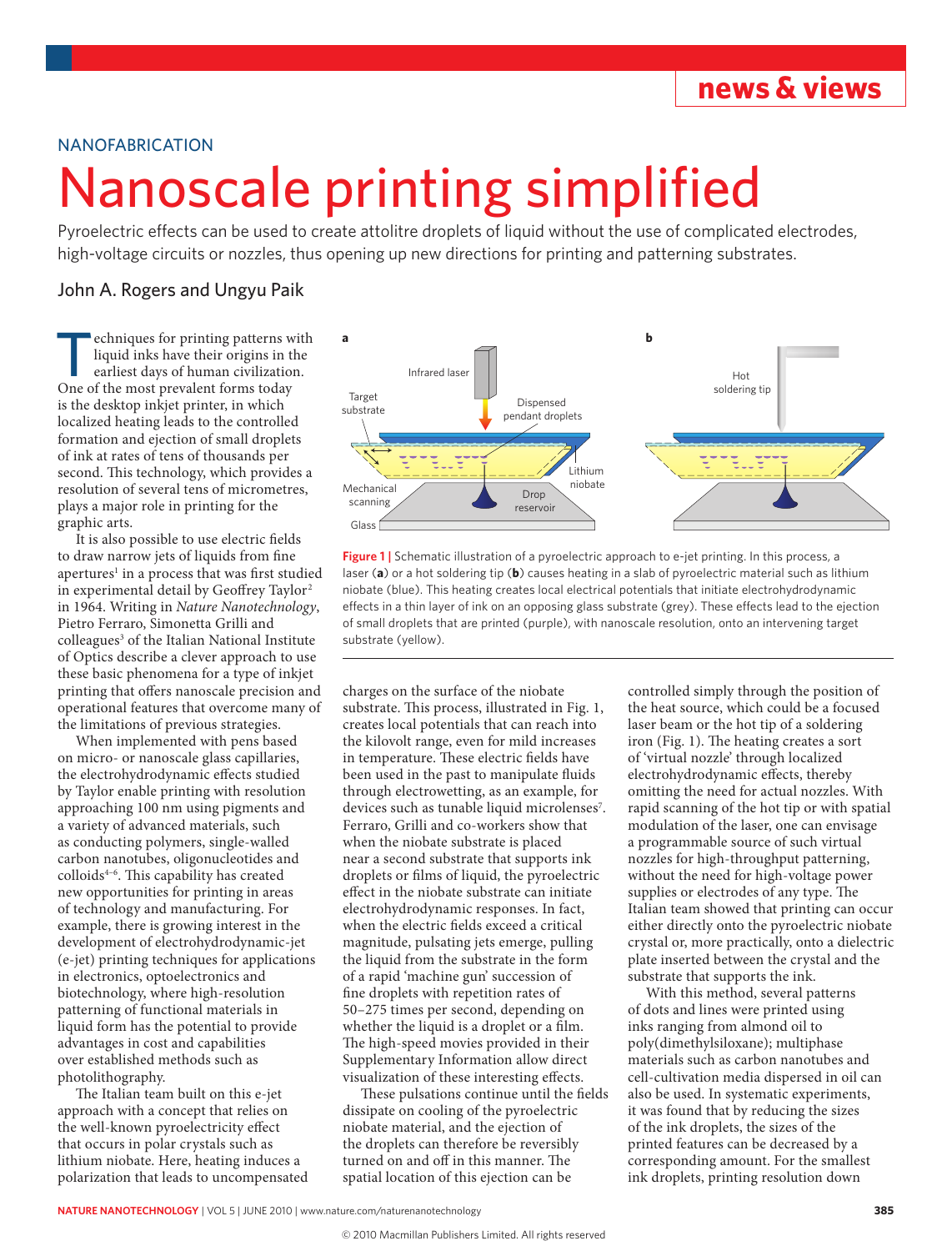news & views

NANOFABRICATION

# Nanoscale printing simplified

Pyroelectric effects can be used to create attolitre droplets of liquid without the use of complicated electrodes, high-voltage circuits or nozzles, thus opening up new directions for printing and patterning substrates.

John A. Rogers and Ungyu Paik

Techniques for printing patterns with liquid inks have their origins in the earliest days of human civilization. One of the most prevalent forms today is the desktop inkjet printer, in which localized heating leads to the controlled formation and ejection of small droplets of ink at rates of tens of thousands per second. This technology, which provides a resolution of several tens of micrometres, plays a major role in printing for the graphic arts.

It is also possible to use electric fields to draw narrow jets of liquids from fine apertures[1] in a process that was first studied in experimental detail by Geoffrey Taylor[2] in 1964. Writing in *Nature Nanotechnology*, Pietro Ferraro, Simonetta Grilli and colleagues[3] of the Italian National Institute of Optics describe a clever approach to use these basic phenomena for a type of inkjet printing that offers nanoscale precision and operational features that overcome many of the limitations of previous strategies.

When implemented with pens based on micro- or nanoscale glass capillaries, the electrohydrodynamic effects studied by Taylor enable printing with resolution approaching 100 nm using pigments and a variety of advanced materials, such as conducting polymers, single-walled carbon nanotubes, oligonucleotides and colloids[4–6]. This capability has created new opportunities for printing in areas of technology and manufacturing. For example, there is growing interest in the development of electrohydrodynamic-jet (e-jet) printing techniques for applications in electronics, optoelectronics and biotechnology, where high-resolution patterning of functional materials in liquid form has the potential to provide advantages in cost and capabilities over established methods such as photolithography.

The Italian team built on this e-jet approach with a concept that relies on the well-known pyroelectric effect that occurs in polar crystals such as lithium niobate. Here, heating induces a polarization that leads to uncompensated charges on the surface of the niobate substrate. This process, illustrated in Fig. 1, creates local potentials that can reach into the kilovolt range, even for mild increases in temperature. These electric fields have been used in the past to manipulate fluids through electrowetting, as an example, for devices such as tunable liquid microlenses[7]. Ferraro, Grilli and co-workers show that when the niobate substrate is placed near a second substrate that supports ink droplets or films of liquid, the pyroelectric effect in the niobate substrate can initiate electrohydrodynamic responses. In fact, when the electric fields exceed a critical magnitude, pulsating jets emerge, pulling the liquid from the substrate in the form of a rapid 'machine gun' succession of fine droplets with repetition rates of 50–275 times per second, depending on whether the liquid is a droplet or a film. The high-speed movies provided in their Supplementary Information allow direct visualization of these interesting effects.

a

Infrared laser

Target substrate

Dispensed pendant droplets

Lithium niobate

Mechanical scanning

Drop reservoir

Glass

b

Hot soldering tip

**Figure 1 |** Schematic illustration of a pyroelectric approach to e-jet printing. In this process, a laser (**a**) or a hot soldering tip (**b**) causes heating in a slab of pyroelectric material such as lithium niobate (blue). This heating creates local electrical potentials that initiate electrohydrodynamic effects in a thin layer of ink on an opposing glass substrate (grey). These effects lead to the ejection of small droplets that are printed (purple), with nanoscale resolution, onto an intervening target substrate (yellow).

These pulsations continue until the fields dissipate on cooling of the pyroelectric niobate material, and the ejection of the droplets can therefore be reversibly turned on and off in this manner. The spatial location of this ejection can be controlled simply through the position of the heat source, which could be a focused laser beam or the hot tip of a soldering iron (Fig. 1). The heating creates a sort of 'virtual nozzle' through localized electrohydrodynamic effects, thereby omitting the need for actual nozzles. With rapid scanning of the hot tip or with spatial modulation of the laser, one can envisage a programmable source of such virtual nozzles for high-throughput patterning, without the need for high-voltage power supplies or electrodes of any type. The Italian team showed that printing can occur either directly onto the pyroelectric niobate crystal or, more practically, onto a dielectric plate inserted between the crystal and the substrate that supports the ink.

With this method, several patterns of dots and lines were printed using inks ranging from almond oil to poly(dimethylsiloxane); multiphase materials such as carbon nanotubes and cell-cultivation media dispersed in oil can also be used. In systematic experiments, it was found that by reducing the sizes of the ink droplets, the sizes of the printed features can be decreased by a corresponding amount. For the smallest ink droplets, printing resolution down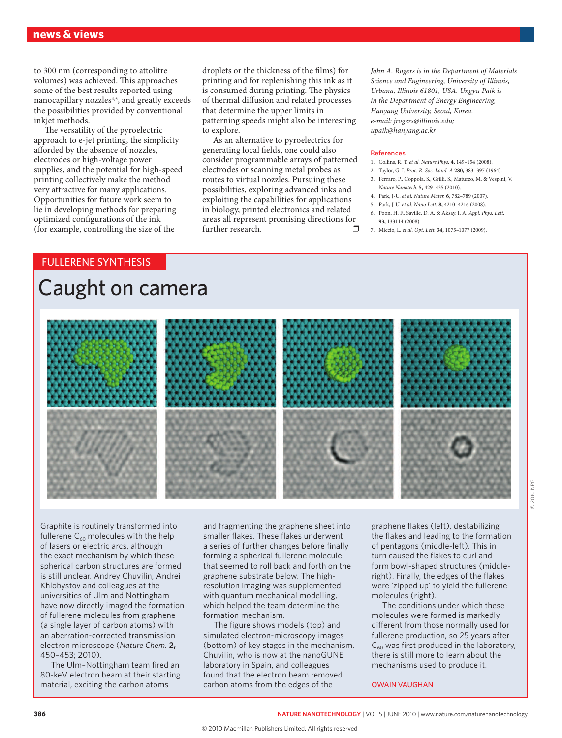to 300 nm (corresponding to attolitre volumes) was achieved. This approaches some of the best results reported using nanocapillary nozzles[4,5], and greatly exceeds the possibilities provided by conventional inkjet methods.

The versatility of the pyroelectric approach to e-jet printing, the simplicity afforded by the absence of nozzles, electrodes or high-voltage power supplies, and the potential for high-speed printing collectively make the method very attractive for many applications. Opportunities for future work seem to lie in developing methods for preparing optimized configurations of the ink (for example, controlling the size of the droplets or the thickness of the films) for printing and for replenishing this ink as it is consumed during printing. The physics of thermal diffusion and related processes that determine the upper limits in patterning speeds might also be interesting to explore.

As an alternative to pyroelectrics for generating local fields, one could also consider programmable arrays of patterned electrodes or scanning metal probes as routes to virtual nozzles. Pursuing these possibilities, exploring advanced inks and exploiting the capabilities for applications in biology, printed electronics and related areas all represent promising directions for further research. ❒

*John A. Rogers is in the Department of Materials Science and Engineering, University of Illinois, Urbana, Illinois 61801, USA. Ungyu Paik is in the Department of Energy Engineering, Hanyang University, Seoul, Korea.*
*e-mail: jrogers@illinois.edu; upaik@hanyang.ac.kr*

## References

1. Collins, R. T. *et al. Nature Phys.* **4**, 149–154 (2008).
2. Taylor, G. I. *Proc. R. Soc. Lond. A* **280**, 383–397 (1964).
3. Ferraro, P., Coppola, S., Grilli, S., Maturzo, M. & Vespini, V. *Nature Nanotech.* **5**, 429–435 (2010).
4. Park, J-U. *et al. Nature Mater.* **6**, 782–789 (2007).
5. Park, J-U. *et al. Nano Lett.* **8**, 4210–4216 (2008).
6. Poon, H. F., Saville, D. A. & Aksay, I. A. *Appl. Phys. Lett.* **93**, 133114 (2008).
7. Miccio, L. *et al. Opt. Lett.* **34**, 1075–1077 (2009).

## FULLERENE SYNTHESIS

# Caught on camera

© 2010 NPG

Graphite is routinely transformed into fullerene $C_{60}$ molecules with the help of lasers or electric arcs, although the exact mechanism by which these spherical carbon structures are formed is still unclear. Andrey Chuvilin, Andrei Khlobystov and colleagues at the universities of Ulm and Nottingham have now directly imaged the formation of fullerene molecules from graphene (a single layer of carbon atoms) with an aberration-corrected transmission electron microscope (*Nature Chem.* **2,** 450–453; 2010).

The Ulm–Nottingham team fired an 80-keV electron beam at their starting material, exciting the carbon atoms and fragmenting the graphene sheet into smaller flakes. These flakes underwent a series of further changes before finally forming a spherical fullerene molecule that seemed to roll back and forth on the graphene substrate below. The high-resolution imaging was supplemented with quantum mechanical modelling, which helped the team determine the formation mechanism.

The figure shows models (top) and simulated electron-microscopy images (bottom) of key stages in the mechanism. Chuvilin, who is now at the nanoGUNE laboratory in Spain, and colleagues found that the electron beam removed carbon atoms from the edges of the graphene flakes (left), destabilizing the flakes and leading to the formation of pentagons (middle-left). This in turn caused the flakes to curl and form bowl-shaped structures (middle-right). Finally, the edges of the flakes were 'zipped up' to yield the fullerene molecules (right).

The conditions under which these molecules were formed is markedly different from those normally used for fullerene production, so 25 years after $C_{60}$ was first produced in the laboratory, there is still more to learn about the mechanisms used to produce it.

OWAIN VAUGHAN